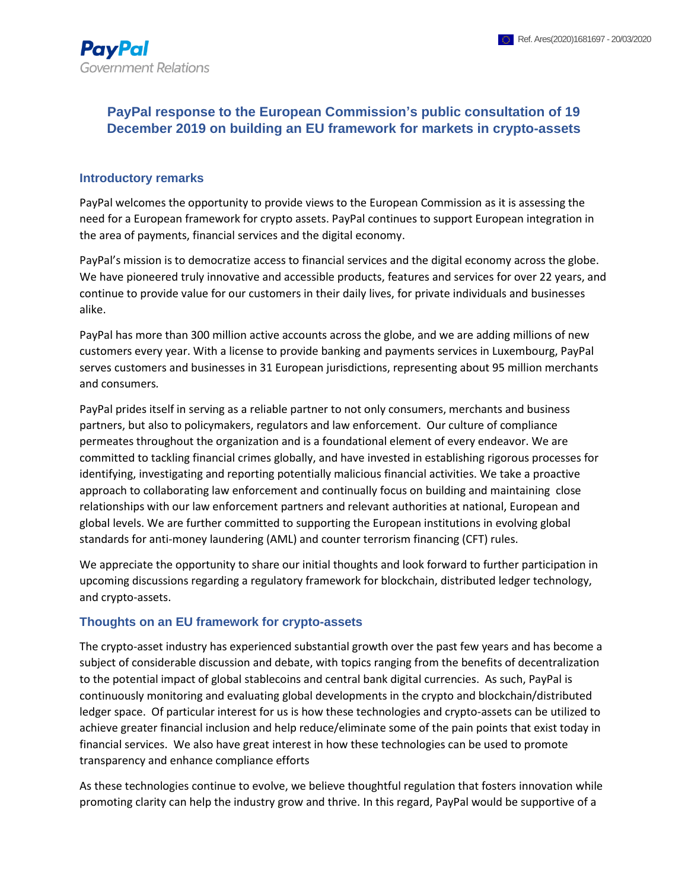PayPal

Government Relations

Ref. Ares(2020)1681697 - 20/03/2020

# PayPal response to the European Commission's public consultation of 19 December 2019 on building an EU framework for markets in crypto-assets

## Introductory remarks

PayPal welcomes the opportunity to provide views to the European Commission as it is assessing the need for a European framework for crypto assets. PayPal continues to support European integration in the area of payments, financial services and the digital economy.

PayPal's mission is to democratize access to financial services and the digital economy across the globe. We have pioneered truly innovative and accessible products, features and services for over 22 years, and continue to provide value for our customers in their daily lives, for private individuals and businesses alike.

PayPal has more than 300 million active accounts across the globe, and we are adding millions of new customers every year. With a license to provide banking and payments services in Luxembourg, PayPal serves customers and businesses in 31 European jurisdictions, representing about 95 million merchants and consumers.

PayPal prides itself in serving as a reliable partner to not only consumers, merchants and business partners, but also to policymakers, regulators and law enforcement. Our culture of compliance permeates throughout the organization and is a foundational element of every endeavor. We are committed to tackling financial crimes globally, and have invested in establishing rigorous processes for identifying, investigating and reporting potentially malicious financial activities. We take a proactive approach to collaborating law enforcement and continually focus on building and maintaining close relationships with our law enforcement partners and relevant authorities at national, European and global levels. We are further committed to supporting the European institutions in evolving global standards for anti-money laundering (AML) and counter terrorism financing (CFT) rules.

We appreciate the opportunity to share our initial thoughts and look forward to further participation in upcoming discussions regarding a regulatory framework for blockchain, distributed ledger technology, and crypto-assets.

## Thoughts on an EU framework for crypto-assets

The crypto-asset industry has experienced substantial growth over the past few years and has become a subject of considerable discussion and debate, with topics ranging from the benefits of decentralization to the potential impact of global stablecoins and central bank digital currencies. As such, PayPal is continuously monitoring and evaluating global developments in the crypto and blockchain/distributed ledger space. Of particular interest for us is how these technologies and crypto-assets can be utilized to achieve greater financial inclusion and help reduce/eliminate some of the pain points that exist today in financial services. We also have great interest in how these technologies can be used to promote transparency and enhance compliance efforts

As these technologies continue to evolve, we believe thoughtful regulation that fosters innovation while promoting clarity can help the industry grow and thrive. In this regard, PayPal would be supportive of a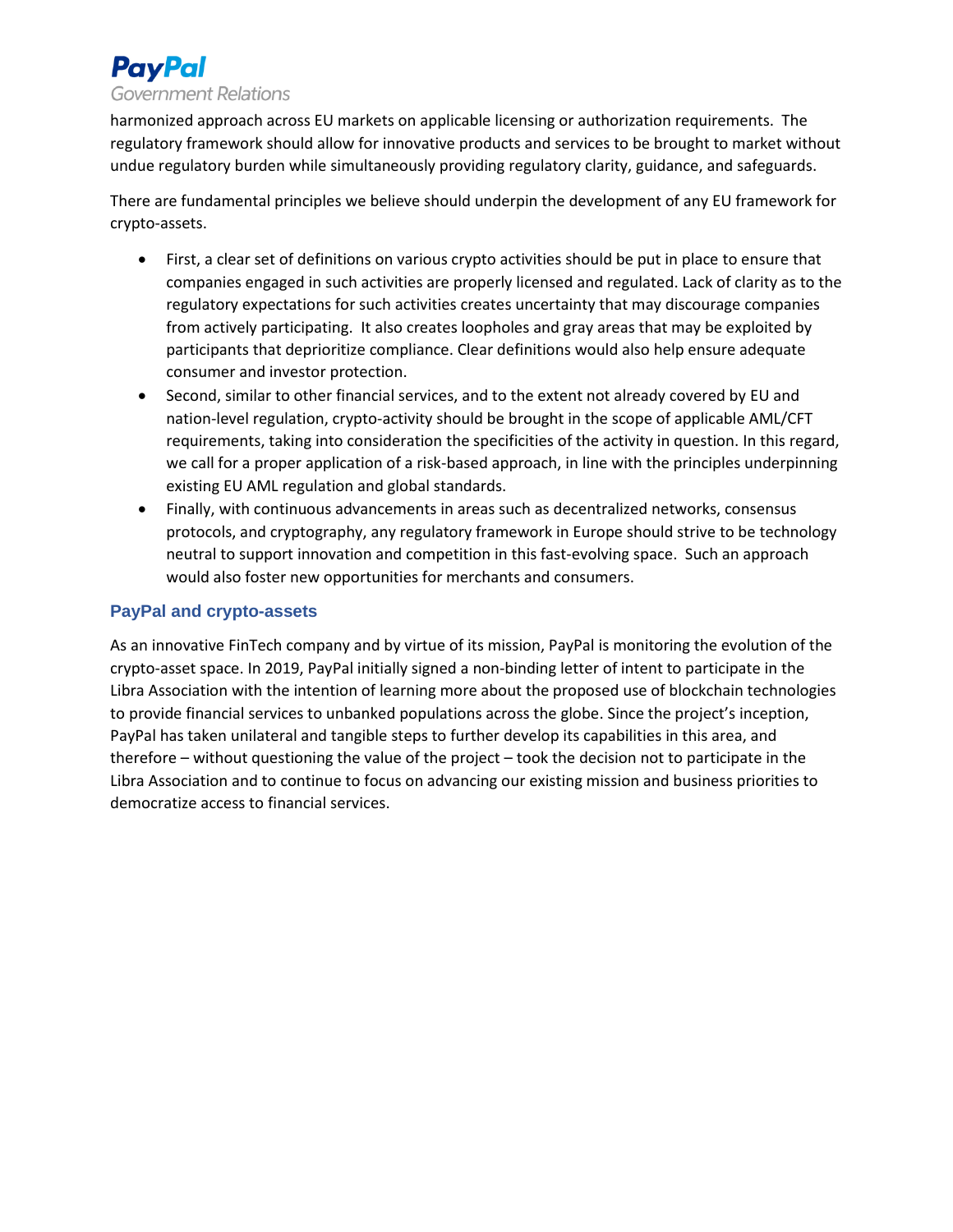harmonized approach across EU markets on applicable licensing or authorization requirements. The regulatory framework should allow for innovative products and services to be brought to market without undue regulatory burden while simultaneously providing regulatory clarity, guidance, and safeguards.

There are fundamental principles we believe should underpin the development of any EU framework for crypto-assets.

- First, a clear set of definitions on various crypto activities should be put in place to ensure that companies engaged in such activities are properly licensed and regulated. Lack of clarity as to the regulatory expectations for such activities creates uncertainty that may discourage companies from actively participating. It also creates loopholes and gray areas that may be exploited by participants that deprioritize compliance. Clear definitions would also help ensure adequate consumer and investor protection.
- Second, similar to other financial services, and to the extent not already covered by EU and nation-level regulation, crypto-activity should be brought in the scope of applicable AML/CFT requirements, taking into consideration the specificities of the activity in question. In this regard, we call for a proper application of a risk-based approach, in line with the principles underpinning existing EU AML regulation and global standards.
- Finally, with continuous advancements in areas such as decentralized networks, consensus protocols, and cryptography, any regulatory framework in Europe should strive to be technology neutral to support innovation and competition in this fast-evolving space. Such an approach would also foster new opportunities for merchants and consumers.

## PayPal and crypto-assets

As an innovative FinTech company and by virtue of its mission, PayPal is monitoring the evolution of the crypto-asset space. In 2019, PayPal initially signed a non-binding letter of intent to participate in the Libra Association with the intention of learning more about the proposed use of blockchain technologies to provide financial services to unbanked populations across the globe. Since the project's inception, PayPal has taken unilateral and tangible steps to further develop its capabilities in this area, and therefore – without questioning the value of the project – took the decision not to participate in the Libra Association and to continue to focus on advancing our existing mission and business priorities to democratize access to financial services.